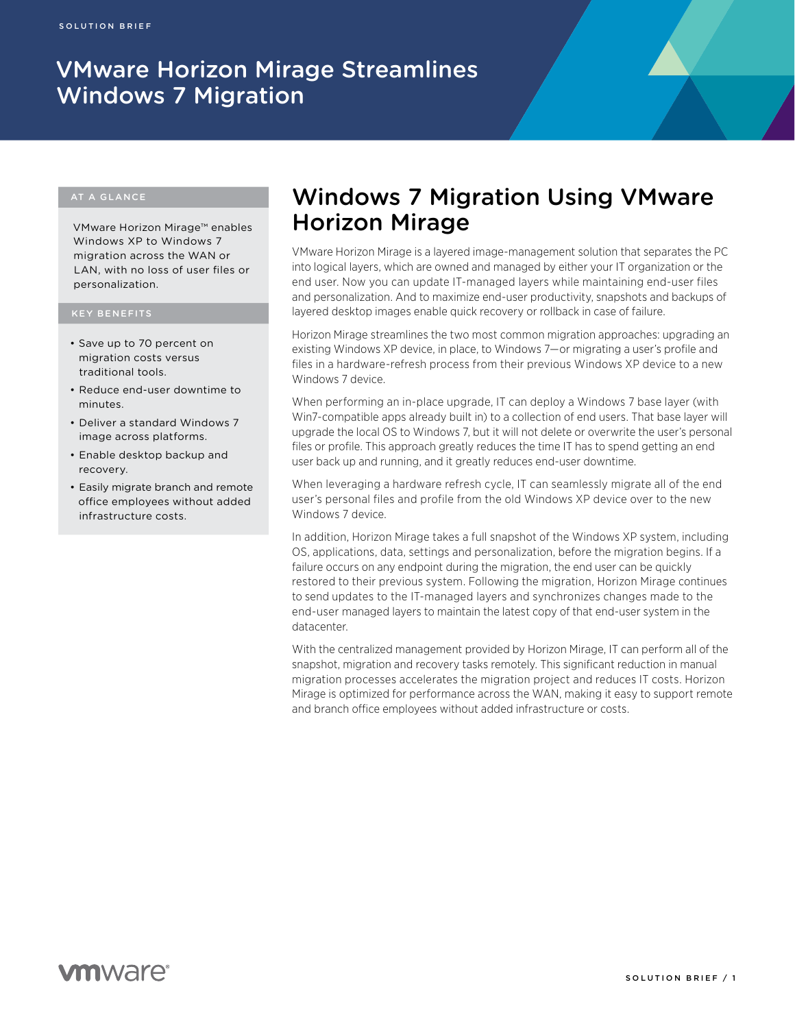SOLUTION BRIEF

# VMware Horizon Mirage Streamlines Windows 7 Migration

### AT A GLANCE

VMware Horizon Mirage™ enables Windows XP to Windows 7 migration across the WAN or LAN, with no loss of user files or personalization.

### KEY BENEFITS

- Save up to 70 percent on migration costs versus traditional tools.
- Reduce end-user downtime to minutes.
- Deliver a standard Windows 7 image across platforms.
- Enable desktop backup and recovery.
- Easily migrate branch and remote office employees without added infrastructure costs.

## Windows 7 Migration Using VMware Horizon Mirage

VMware Horizon Mirage is a layered image-management solution that separates the PC into logical layers, which are owned and managed by either your IT organization or the end user. Now you can update IT-managed layers while maintaining end-user files and personalization. And to maximize end-user productivity, snapshots and backups of layered desktop images enable quick recovery or rollback in case of failure.

Horizon Mirage streamlines the two most common migration approaches: upgrading an existing Windows XP device, in place, to Windows 7—or migrating a user's profile and files in a hardware-refresh process from their previous Windows XP device to a new Windows 7 device.

When performing an in-place upgrade, IT can deploy a Windows 7 base layer (with Win7-compatible apps already built in) to a collection of end users. That base layer will upgrade the local OS to Windows 7, but it will not delete or overwrite the user's personal files or profile. This approach greatly reduces the time IT has to spend getting an end user back up and running, and it greatly reduces end-user downtime.

When leveraging a hardware refresh cycle, IT can seamlessly migrate all of the end user's personal files and profile from the old Windows XP device over to the new Windows 7 device.

In addition, Horizon Mirage takes a full snapshot of the Windows XP system, including OS, applications, data, settings and personalization, before the migration begins. If a failure occurs on any endpoint during the migration, the end user can be quickly restored to their previous system. Following the migration, Horizon Mirage continues to send updates to the IT-managed layers and synchronizes changes made to the end-user managed layers to maintain the latest copy of that end-user system in the datacenter.

With the centralized management provided by Horizon Mirage, IT can perform all of the snapshot, migration and recovery tasks remotely. This significant reduction in manual migration processes accelerates the migration project and reduces IT costs. Horizon Mirage is optimized for performance across the WAN, making it easy to support remote and branch office employees without added infrastructure or costs.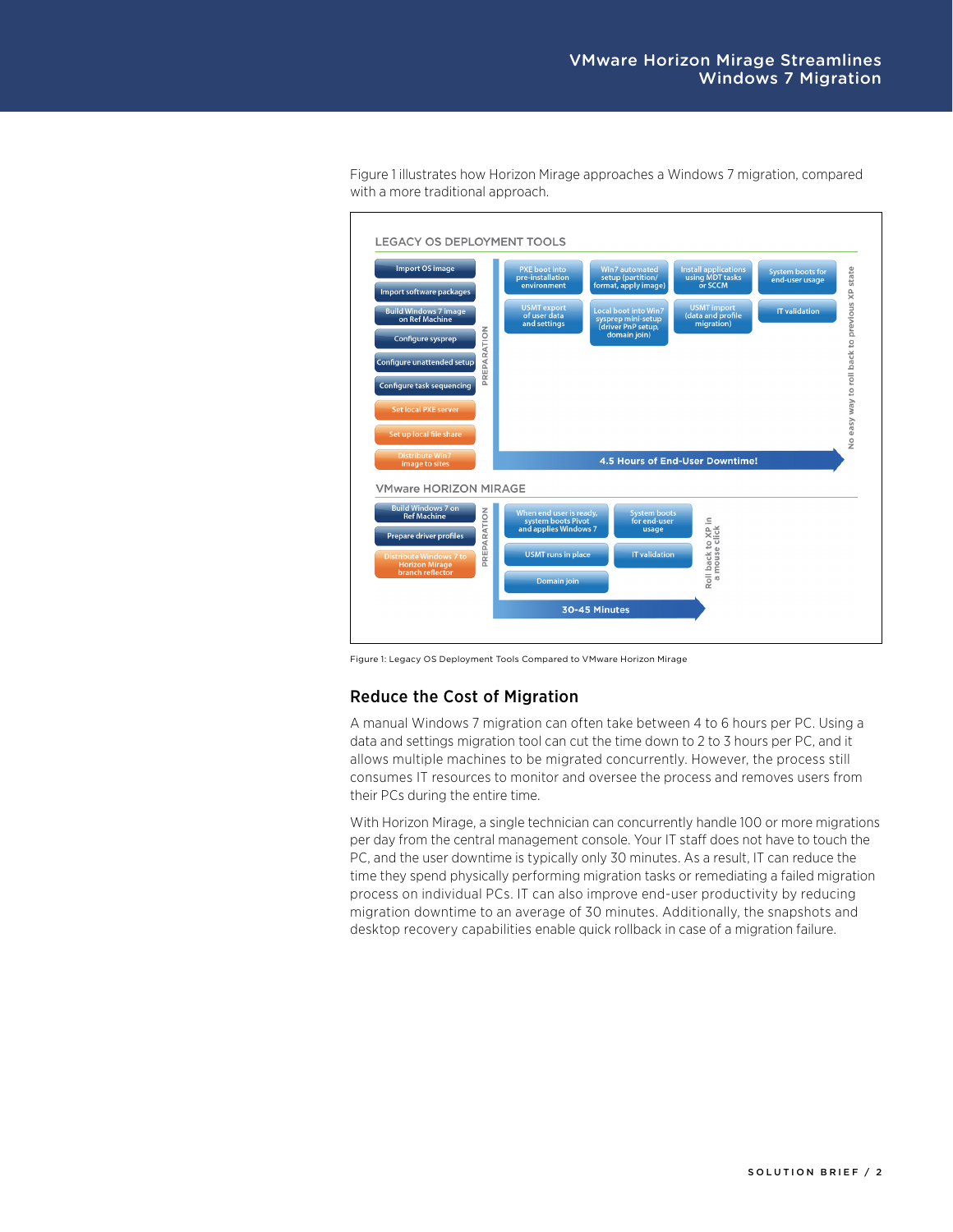Figure 1 illustrates how Horizon Mirage approaches a Windows 7 migration, compared with a more traditional approach.

LEGACY OS DEPLOYMENT TOOLS

Import OS image
Import software packages
Build Windows 7 image on Ref Machine
Configure sysprep
Configure unattended setup
Configure task sequencing
Set local PXE server
Set up local file share
Distribute Win7 image to sites

PREPARATION

PXE boot into pre-installation environment
Win7 automated setup (partition/ format, apply image)
Install applications using MDT tasks or SCCM
System boots for end-user usage
USMT export of user data and settings
Local boot into Win7 sysprep mini-setup (driver PnP setup, domain join)
USMT import (data and profile migration)
IT validation

4.5 Hours of End-User Downtime!

No easy way to roll back to previous XP state

VMware HORIZON MIRAGE

Build Windows 7 on Ref Machine
Prepare driver profiles
Distribute Windows 7 to Horizon Mirage branch reflector

PREPARATION

When end user is ready, system boots Pivot and applies Windows 7
System boots for end-user usage
USMT runs in place
IT validation
Domain join

30-45 Minutes

Roll back to XP in a mouse click

Figure 1: Legacy OS Deployment Tools Compared to VMware Horizon Mirage

## Reduce the Cost of Migration

A manual Windows 7 migration can often take between 4 to 6 hours per PC. Using a data and settings migration tool can cut the time down to 2 to 3 hours per PC, and it allows multiple machines to be migrated concurrently. However, the process still consumes IT resources to monitor and oversee the process and removes users from their PCs during the entire time.

With Horizon Mirage, a single technician can concurrently handle 100 or more migrations per day from the central management console. Your IT staff does not have to touch the PC, and the user downtime is typically only 30 minutes. As a result, IT can reduce the time they spend physically performing migration tasks or remediating a failed migration process on individual PCs. IT can also improve end-user productivity by reducing migration downtime to an average of 30 minutes. Additionally, the snapshots and desktop recovery capabilities enable quick rollback in case of a migration failure.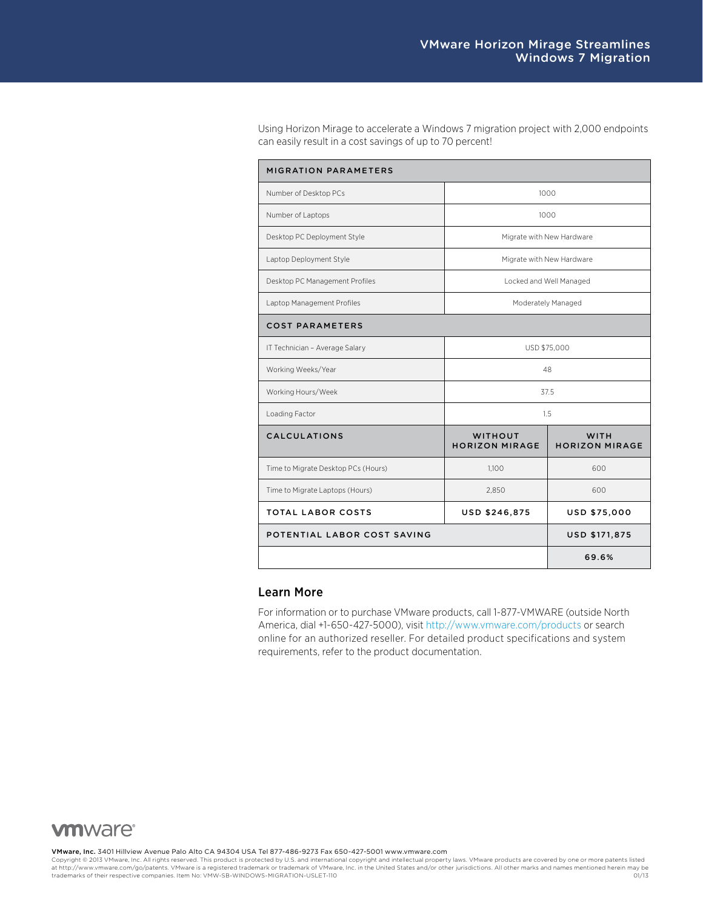Using Horizon Mirage to accelerate a Windows 7 migration project with 2,000 endpoints can easily result in a cost savings of up to 70 percent!

| MIGRATION PARAMETERS | | |
|---|---|---|
| Number of Desktop PCs | 1000 | |
| Number of Laptops | 1000 | |
| Desktop PC Deployment Style | Migrate with New Hardware | |
| Laptop Deployment Style | Migrate with New Hardware | |
| Desktop PC Management Profiles | Locked and Well Managed | |
| Laptop Management Profiles | Moderately Managed | |
| **COST PARAMETERS** | | |
| IT Technician – Average Salary | USD $75,000 | |
| Working Weeks/Year | 48 | |
| Working Hours/Week | 37.5 | |
| Loading Factor | 1.5 | |
| **CALCULATIONS** | **WITHOUT HORIZON MIRAGE** | **WITH HORIZON MIRAGE** |
| Time to Migrate Desktop PCs (Hours) | 1,100 | 600 |
| Time to Migrate Laptops (Hours) | 2,850 | 600 |
| **TOTAL LABOR COSTS** | **USD $246,875** | **USD $75,000** |
| **POTENTIAL LABOR COST SAVING** | | **USD $171,875** |
| | | **69.6%** |

## Learn More

For information or to purchase VMware products, call 1-877-VMWARE (outside North America, dial +1-650-427-5000), visit http://www.vmware.com/products or search online for an authorized reseller. For detailed product specifications and system requirements, refer to the product documentation.

**VMware, Inc.** 3401 Hillview Avenue Palo Alto CA 94304 USA Tel 877-486-9273 Fax 650-427-5001 www.vmware.com
Copyright © 2013 VMware, Inc. All rights reserved. This product is protected by U.S. and international copyright and intellectual property laws. VMware products are covered by one or more patents listed at http://www.vmware.com/go/patents. VMware is a registered trademark or trademark of VMware, Inc. in the United States and/or other jurisdictions. All other marks and names mentioned herein may be trademarks of their respective companies. Item No: VMW-SB-WINDOWS-MIGRATION-USLET-110 01/13